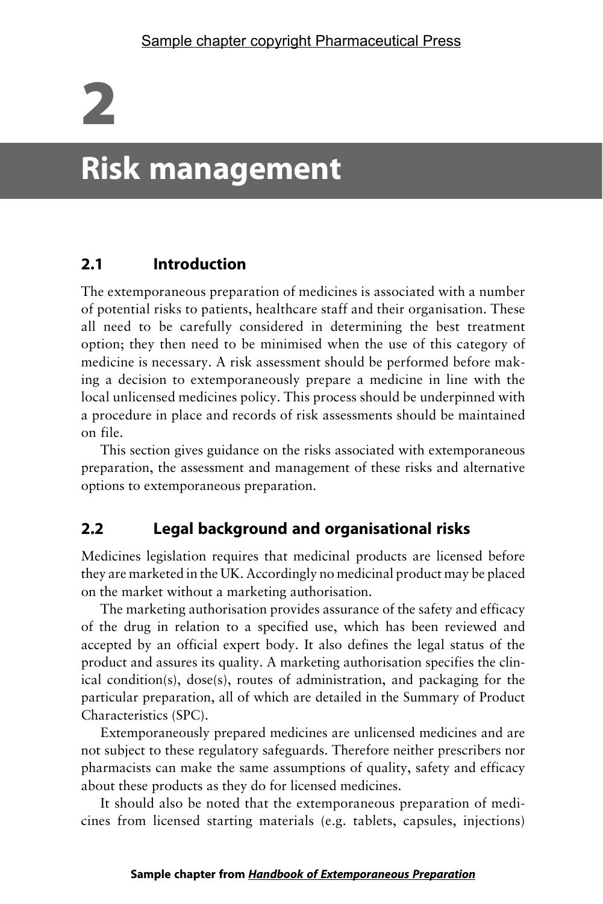# 2

# Risk management

## 2.1 Introduction

The extemporaneous preparation of medicines is associated with a number of potential risks to patients, healthcare staff and their organisation. These all need to be carefully considered in determining the best treatment option; they then need to be minimised when the use of this category of medicine is necessary. A risk assessment should be performed before making a decision to extemporaneously prepare a medicine in line with the local unlicensed medicines policy. This process should be underpinned with a procedure in place and records of risk assessments should be maintained on file.

This section gives guidance on the risks associated with extemporaneous preparation, the assessment and management of these risks and alternative options to extemporaneous preparation.

## 2.2 Legal background and organisational risks

Medicines legislation requires that medicinal products are licensed before they are marketed in the UK. Accordingly no medicinal product may be placed on the market without a marketing authorisation.

The marketing authorisation provides assurance of the safety and efficacy of the drug in relation to a specified use, which has been reviewed and accepted by an official expert body. It also defines the legal status of the product and assures its quality. A marketing authorisation specifies the clinical condition(s), dose(s), routes of administration, and packaging for the particular preparation, all of which are detailed in the Summary of Product Characteristics (SPC).

Extemporaneously prepared medicines are unlicensed medicines and are not subject to these regulatory safeguards. Therefore neither prescribers nor pharmacists can make the same assumptions of quality, safety and efficacy about these products as they do for licensed medicines.

It should also be noted that the extemporaneous preparation of medicines from licensed starting materials (e.g. tablets, capsules, injections)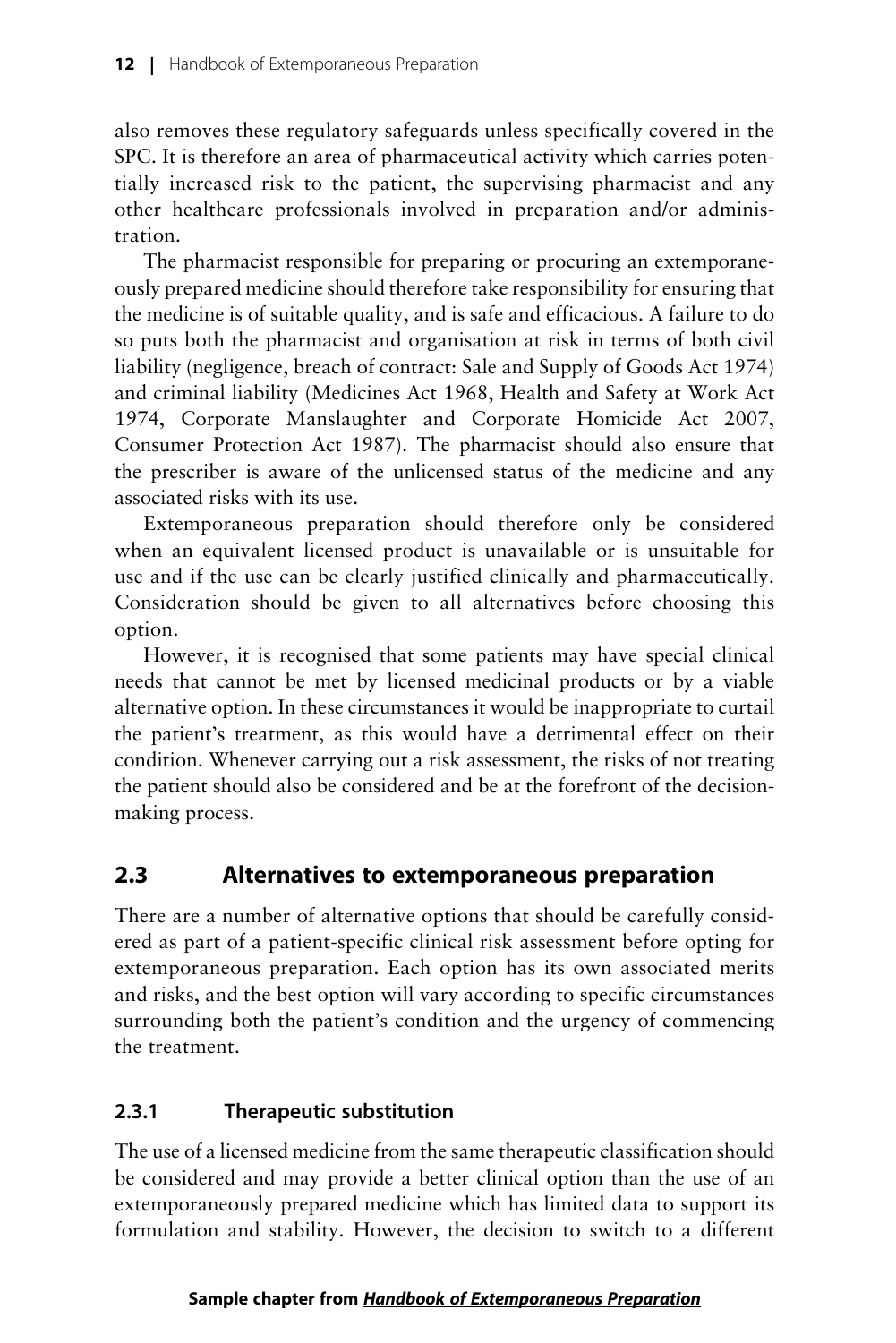also removes these regulatory safeguards unless specifically covered in the SPC. It is therefore an area of pharmaceutical activity which carries potentially increased risk to the patient, the supervising pharmacist and any other healthcare professionals involved in preparation and/or administration.

The pharmacist responsible for preparing or procuring an extemporaneously prepared medicine should therefore take responsibility for ensuring that the medicine is of suitable quality, and is safe and efficacious. A failure to do so puts both the pharmacist and organisation at risk in terms of both civil liability (negligence, breach of contract: Sale and Supply of Goods Act 1974) and criminal liability (Medicines Act 1968, Health and Safety at Work Act 1974, Corporate Manslaughter and Corporate Homicide Act 2007, Consumer Protection Act 1987). The pharmacist should also ensure that the prescriber is aware of the unlicensed status of the medicine and any associated risks with its use.

Extemporaneous preparation should therefore only be considered when an equivalent licensed product is unavailable or is unsuitable for use and if the use can be clearly justified clinically and pharmaceutically. Consideration should be given to all alternatives before choosing this option.

However, it is recognised that some patients may have special clinical needs that cannot be met by licensed medicinal products or by a viable alternative option. In these circumstances it would be inappropriate to curtail the patient's treatment, as this would have a detrimental effect on their condition. Whenever carrying out a risk assessment, the risks of not treating the patient should also be considered and be at the forefront of the decision-making process.

## 2.3 Alternatives to extemporaneous preparation

There are a number of alternative options that should be carefully considered as part of a patient-specific clinical risk assessment before opting for extemporaneous preparation. Each option has its own associated merits and risks, and the best option will vary according to specific circumstances surrounding both the patient's condition and the urgency of commencing the treatment.

### 2.3.1 Therapeutic substitution

The use of a licensed medicine from the same therapeutic classification should be considered and may provide a better clinical option than the use of an extemporaneously prepared medicine which has limited data to support its formulation and stability. However, the decision to switch to a different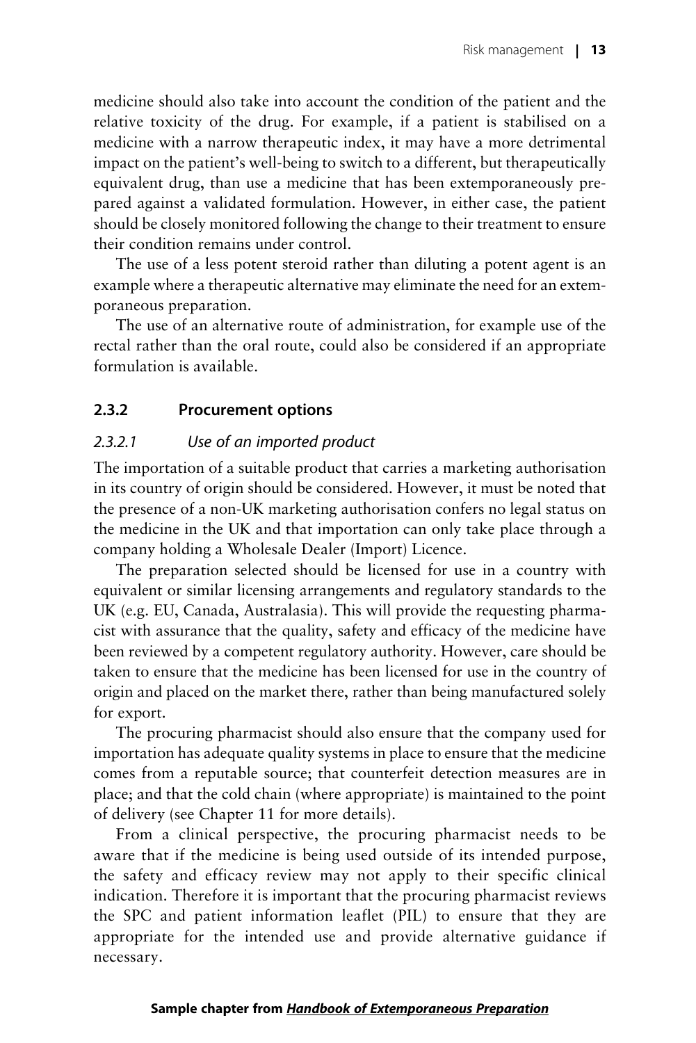medicine should also take into account the condition of the patient and the relative toxicity of the drug. For example, if a patient is stabilised on a medicine with a narrow therapeutic index, it may have a more detrimental impact on the patient's well-being to switch to a different, but therapeutically equivalent drug, than use a medicine that has been extemporaneously prepared against a validated formulation. However, in either case, the patient should be closely monitored following the change to their treatment to ensure their condition remains under control.

The use of a less potent steroid rather than diluting a potent agent is an example where a therapeutic alternative may eliminate the need for an extemporaneous preparation.

The use of an alternative route of administration, for example use of the rectal rather than the oral route, could also be considered if an appropriate formulation is available.

### 2.3.2 Procurement options

#### *2.3.2.1 Use of an imported product*

The importation of a suitable product that carries a marketing authorisation in its country of origin should be considered. However, it must be noted that the presence of a non-UK marketing authorisation confers no legal status on the medicine in the UK and that importation can only take place through a company holding a Wholesale Dealer (Import) Licence.

The preparation selected should be licensed for use in a country with equivalent or similar licensing arrangements and regulatory standards to the UK (e.g. EU, Canada, Australasia). This will provide the requesting pharmacist with assurance that the quality, safety and efficacy of the medicine have been reviewed by a competent regulatory authority. However, care should be taken to ensure that the medicine has been licensed for use in the country of origin and placed on the market there, rather than being manufactured solely for export.

The procuring pharmacist should also ensure that the company used for importation has adequate quality systems in place to ensure that the medicine comes from a reputable source; that counterfeit detection measures are in place; and that the cold chain (where appropriate) is maintained to the point of delivery (see Chapter 11 for more details).

From a clinical perspective, the procuring pharmacist needs to be aware that if the medicine is being used outside of its intended purpose, the safety and efficacy review may not apply to their specific clinical indication. Therefore it is important that the procuring pharmacist reviews the SPC and patient information leaflet (PIL) to ensure that they are appropriate for the intended use and provide alternative guidance if necessary.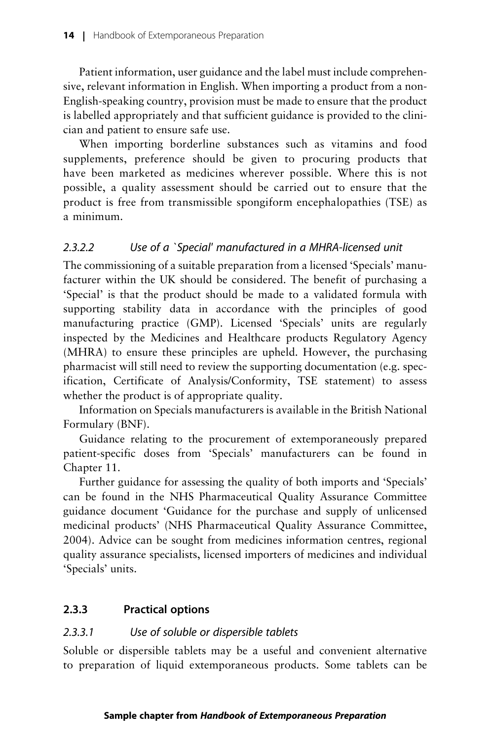Patient information, user guidance and the label must include comprehensive, relevant information in English. When importing a product from a non-English-speaking country, provision must be made to ensure that the product is labelled appropriately and that sufficient guidance is provided to the clinician and patient to ensure safe use.

When importing borderline substances such as vitamins and food supplements, preference should be given to procuring products that have been marketed as medicines wherever possible. Where this is not possible, a quality assessment should be carried out to ensure that the product is free from transmissible spongiform encephalopathies (TSE) as a minimum.

#### *2.3.2.2 Use of a `Special' manufactured in a MHRA-licensed unit*

The commissioning of a suitable preparation from a licensed 'Specials' manufacturer within the UK should be considered. The benefit of purchasing a 'Special' is that the product should be made to a validated formula with supporting stability data in accordance with the principles of good manufacturing practice (GMP). Licensed 'Specials' units are regularly inspected by the Medicines and Healthcare products Regulatory Agency (MHRA) to ensure these principles are upheld. However, the purchasing pharmacist will still need to review the supporting documentation (e.g. specification, Certificate of Analysis/Conformity, TSE statement) to assess whether the product is of appropriate quality.

Information on Specials manufacturers is available in the British National Formulary (BNF).

Guidance relating to the procurement of extemporaneously prepared patient-specific doses from 'Specials' manufacturers can be found in Chapter 11.

Further guidance for assessing the quality of both imports and 'Specials' can be found in the NHS Pharmaceutical Quality Assurance Committee guidance document 'Guidance for the purchase and supply of unlicensed medicinal products' (NHS Pharmaceutical Quality Assurance Committee, 2004). Advice can be sought from medicines information centres, regional quality assurance specialists, licensed importers of medicines and individual 'Specials' units.

### 2.3.3 Practical options

#### *2.3.3.1 Use of soluble or dispersible tablets*

Soluble or dispersible tablets may be a useful and convenient alternative to preparation of liquid extemporaneous products. Some tablets can be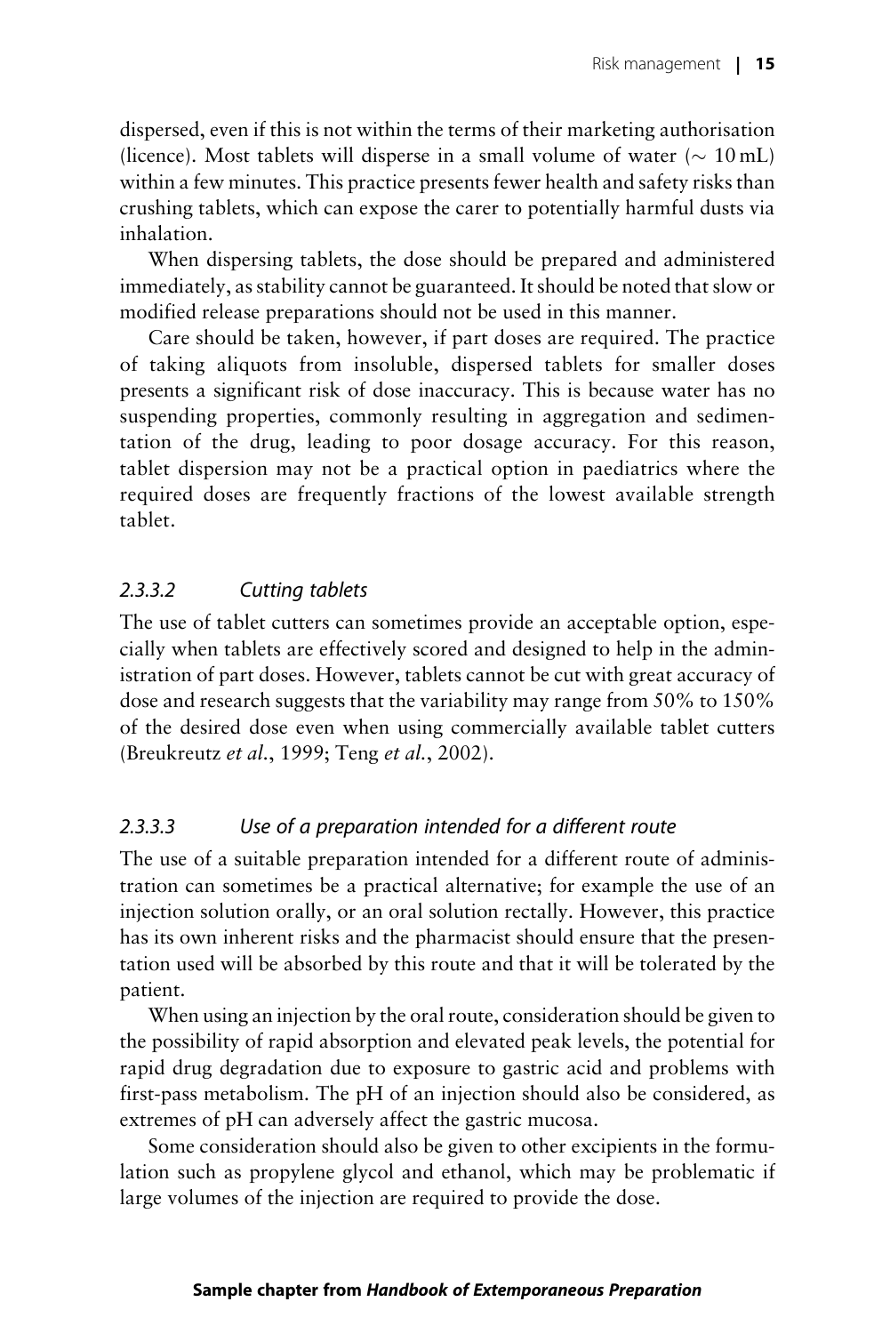dispersed, even if this is not within the terms of their marketing authorisation (licence). Most tablets will disperse in a small volume of water ($\sim$ 10 mL) within a few minutes. This practice presents fewer health and safety risks than crushing tablets, which can expose the carer to potentially harmful dusts via inhalation.

When dispersing tablets, the dose should be prepared and administered immediately, as stability cannot be guaranteed. It should be noted that slow or modified release preparations should not be used in this manner.

Care should be taken, however, if part doses are required. The practice of taking aliquots from insoluble, dispersed tablets for smaller doses presents a significant risk of dose inaccuracy. This is because water has no suspending properties, commonly resulting in aggregation and sedimentation of the drug, leading to poor dosage accuracy. For this reason, tablet dispersion may not be a practical option in paediatrics where the required doses are frequently fractions of the lowest available strength tablet.

### *2.3.3.2 Cutting tablets*

The use of tablet cutters can sometimes provide an acceptable option, especially when tablets are effectively scored and designed to help in the administration of part doses. However, tablets cannot be cut with great accuracy of dose and research suggests that the variability may range from 50% to 150% of the desired dose even when using commercially available tablet cutters (Breukreutz *et al.*, 1999; Teng *et al.*, 2002).

### *2.3.3.3 Use of a preparation intended for a different route*

The use of a suitable preparation intended for a different route of administration can sometimes be a practical alternative; for example the use of an injection solution orally, or an oral solution rectally. However, this practice has its own inherent risks and the pharmacist should ensure that the presentation used will be absorbed by this route and that it will be tolerated by the patient.

When using an injection by the oral route, consideration should be given to the possibility of rapid absorption and elevated peak levels, the potential for rapid drug degradation due to exposure to gastric acid and problems with first-pass metabolism. The pH of an injection should also be considered, as extremes of pH can adversely affect the gastric mucosa.

Some consideration should also be given to other excipients in the formulation such as propylene glycol and ethanol, which may be problematic if large volumes of the injection are required to provide the dose.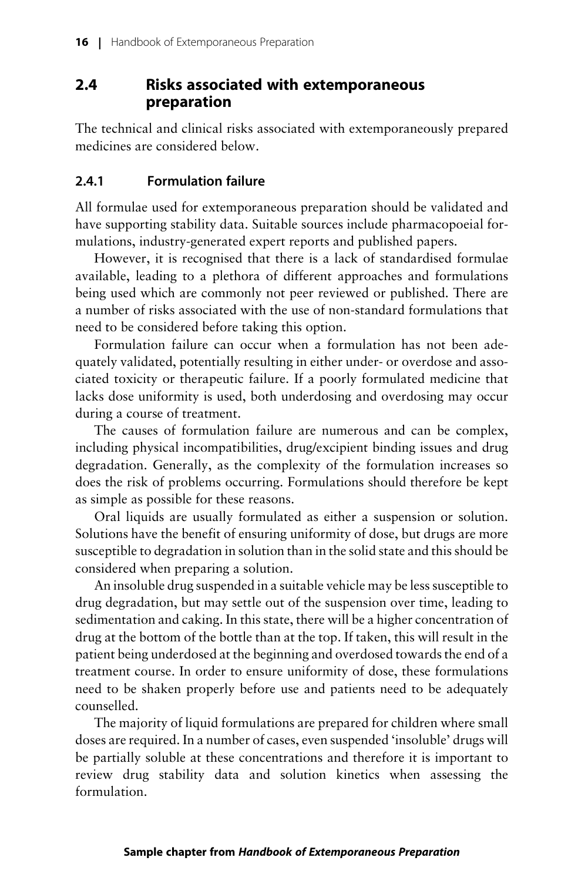## 2.4 Risks associated with extemporaneous preparation

The technical and clinical risks associated with extemporaneously prepared medicines are considered below.

### 2.4.1 Formulation failure

All formulae used for extemporaneous preparation should be validated and have supporting stability data. Suitable sources include pharmacopoeial formulations, industry-generated expert reports and published papers.

However, it is recognised that there is a lack of standardised formulae available, leading to a plethora of different approaches and formulations being used which are commonly not peer reviewed or published. There are a number of risks associated with the use of non-standard formulations that need to be considered before taking this option.

Formulation failure can occur when a formulation has not been adequately validated, potentially resulting in either under- or overdose and associated toxicity or therapeutic failure. If a poorly formulated medicine that lacks dose uniformity is used, both underdosing and overdosing may occur during a course of treatment.

The causes of formulation failure are numerous and can be complex, including physical incompatibilities, drug/excipient binding issues and drug degradation. Generally, as the complexity of the formulation increases so does the risk of problems occurring. Formulations should therefore be kept as simple as possible for these reasons.

Oral liquids are usually formulated as either a suspension or solution. Solutions have the benefit of ensuring uniformity of dose, but drugs are more susceptible to degradation in solution than in the solid state and this should be considered when preparing a solution.

An insoluble drug suspended in a suitable vehicle may be less susceptible to drug degradation, but may settle out of the suspension over time, leading to sedimentation and caking. In this state, there will be a higher concentration of drug at the bottom of the bottle than at the top. If taken, this will result in the patient being underdosed at the beginning and overdosed towards the end of a treatment course. In order to ensure uniformity of dose, these formulations need to be shaken properly before use and patients need to be adequately counselled.

The majority of liquid formulations are prepared for children where small doses are required. In a number of cases, even suspended 'insoluble' drugs will be partially soluble at these concentrations and therefore it is important to review drug stability data and solution kinetics when assessing the formulation.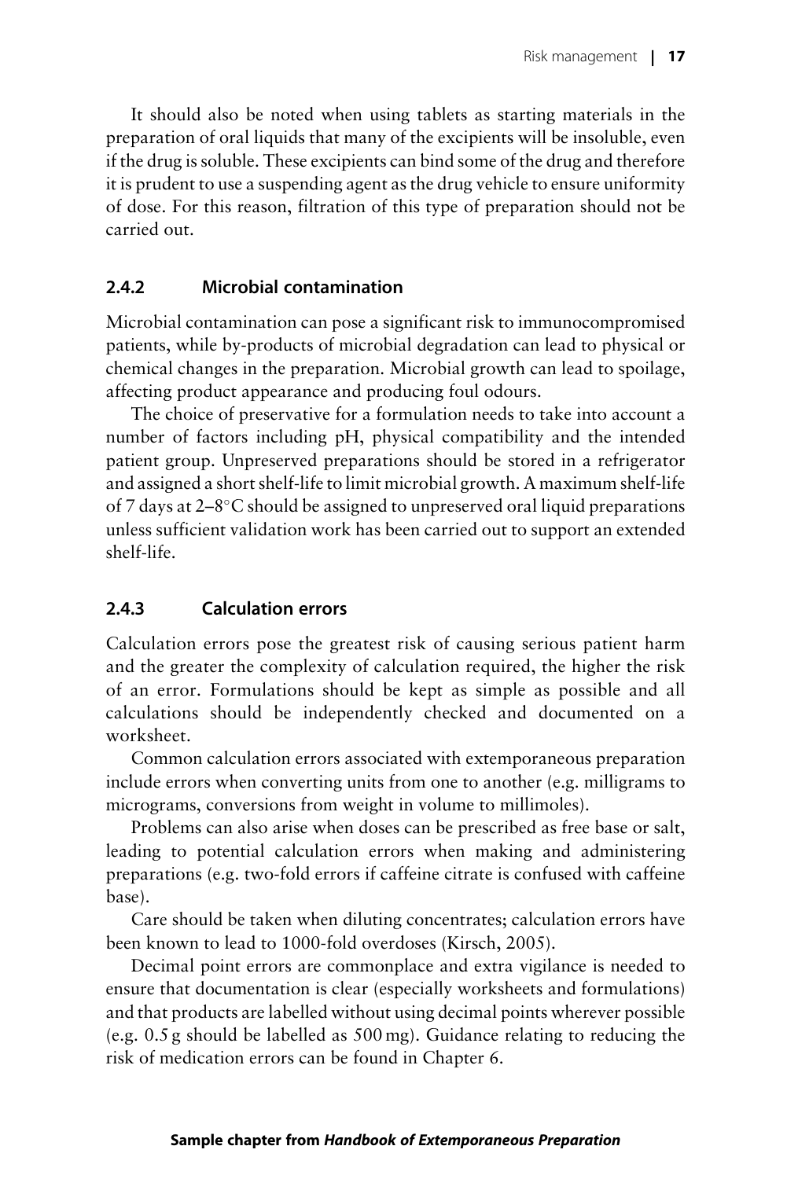It should also be noted when using tablets as starting materials in the preparation of oral liquids that many of the excipients will be insoluble, even if the drug is soluble. These excipients can bind some of the drug and therefore it is prudent to use a suspending agent as the drug vehicle to ensure uniformity of dose. For this reason, filtration of this type of preparation should not be carried out.

### 2.4.2 Microbial contamination

Microbial contamination can pose a significant risk to immunocompromised patients, while by-products of microbial degradation can lead to physical or chemical changes in the preparation. Microbial growth can lead to spoilage, affecting product appearance and producing foul odours.

The choice of preservative for a formulation needs to take into account a number of factors including pH, physical compatibility and the intended patient group. Unpreserved preparations should be stored in a refrigerator and assigned a short shelf-life to limit microbial growth. A maximum shelf-life of 7 days at 2–8°C should be assigned to unpreserved oral liquid preparations unless sufficient validation work has been carried out to support an extended shelf-life.

### 2.4.3 Calculation errors

Calculation errors pose the greatest risk of causing serious patient harm and the greater the complexity of calculation required, the higher the risk of an error. Formulations should be kept as simple as possible and all calculations should be independently checked and documented on a worksheet.

Common calculation errors associated with extemporaneous preparation include errors when converting units from one to another (e.g. milligrams to micrograms, conversions from weight in volume to millimoles).

Problems can also arise when doses can be prescribed as free base or salt, leading to potential calculation errors when making and administering preparations (e.g. two-fold errors if caffeine citrate is confused with caffeine base).

Care should be taken when diluting concentrates; calculation errors have been known to lead to 1000-fold overdoses (Kirsch, 2005).

Decimal point errors are commonplace and extra vigilance is needed to ensure that documentation is clear (especially worksheets and formulations) and that products are labelled without using decimal points wherever possible (e.g. 0.5 g should be labelled as 500 mg). Guidance relating to reducing the risk of medication errors can be found in Chapter 6.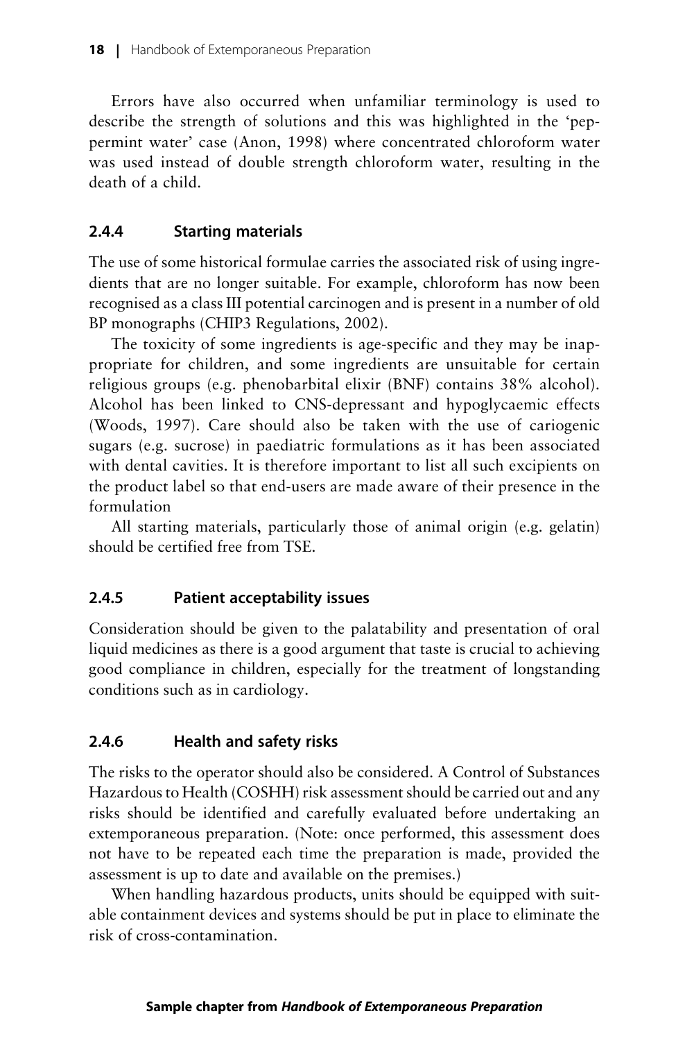Errors have also occurred when unfamiliar terminology is used to describe the strength of solutions and this was highlighted in the 'peppermint water' case (Anon, 1998) where concentrated chloroform water was used instead of double strength chloroform water, resulting in the death of a child.

### 2.4.4 Starting materials

The use of some historical formulae carries the associated risk of using ingredients that are no longer suitable. For example, chloroform has now been recognised as a class III potential carcinogen and is present in a number of old BP monographs (CHIP3 Regulations, 2002).

The toxicity of some ingredients is age-specific and they may be inappropriate for children, and some ingredients are unsuitable for certain religious groups (e.g. phenobarbital elixir (BNF) contains 38% alcohol). Alcohol has been linked to CNS-depressant and hypoglycaemic effects (Woods, 1997). Care should also be taken with the use of cariogenic sugars (e.g. sucrose) in paediatric formulations as it has been associated with dental cavities. It is therefore important to list all such excipients on the product label so that end-users are made aware of their presence in the formulation

All starting materials, particularly those of animal origin (e.g. gelatin) should be certified free from TSE.

### 2.4.5 Patient acceptability issues

Consideration should be given to the palatability and presentation of oral liquid medicines as there is a good argument that taste is crucial to achieving good compliance in children, especially for the treatment of longstanding conditions such as in cardiology.

### 2.4.6 Health and safety risks

The risks to the operator should also be considered. A Control of Substances Hazardous to Health (COSHH) risk assessment should be carried out and any risks should be identified and carefully evaluated before undertaking an extemporaneous preparation. (Note: once performed, this assessment does not have to be repeated each time the preparation is made, provided the assessment is up to date and available on the premises.)

When handling hazardous products, units should be equipped with suitable containment devices and systems should be put in place to eliminate the risk of cross-contamination.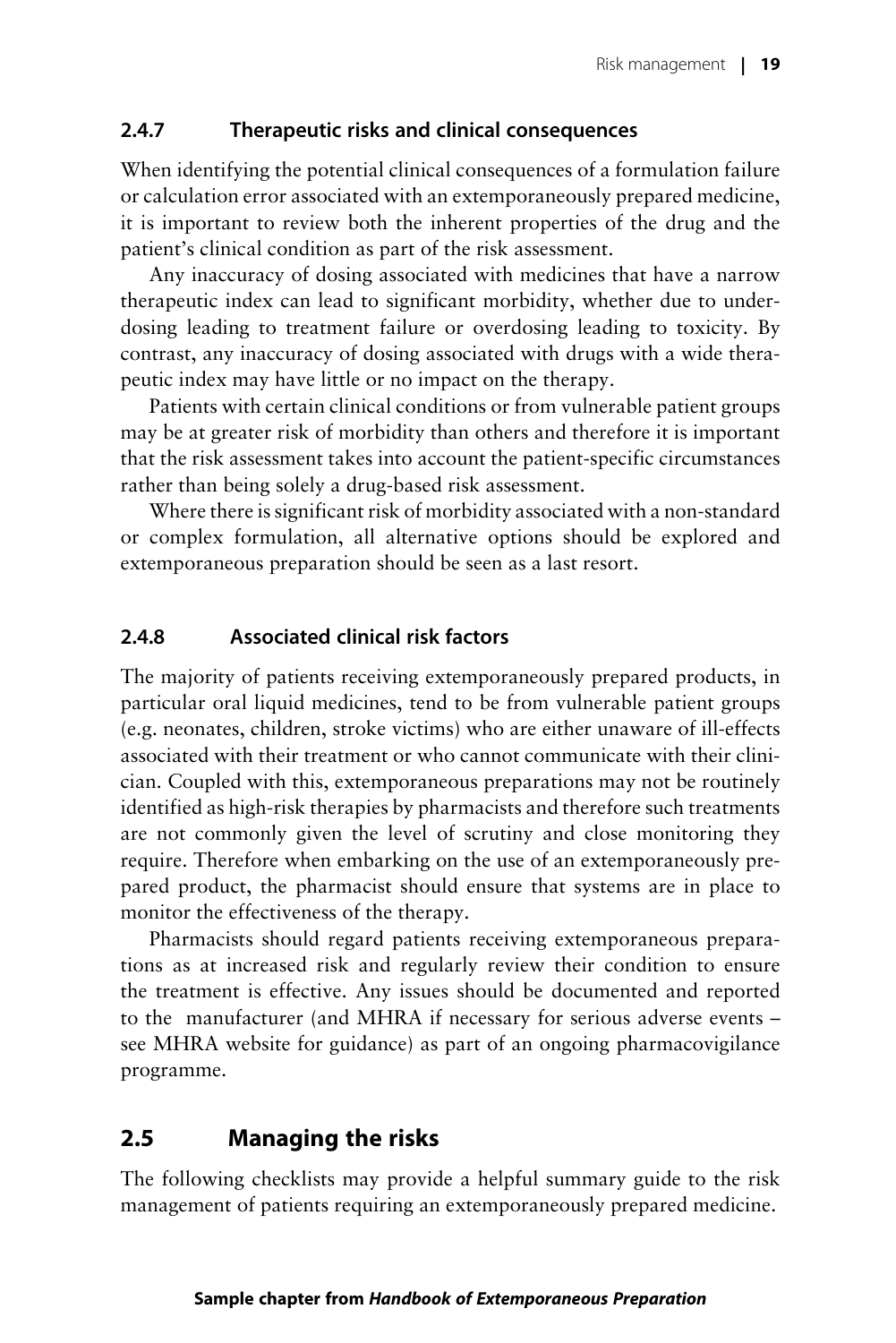### 2.4.7 Therapeutic risks and clinical consequences

When identifying the potential clinical consequences of a formulation failure or calculation error associated with an extemporaneously prepared medicine, it is important to review both the inherent properties of the drug and the patient's clinical condition as part of the risk assessment.

Any inaccuracy of dosing associated with medicines that have a narrow therapeutic index can lead to significant morbidity, whether due to underdosing leading to treatment failure or overdosing leading to toxicity. By contrast, any inaccuracy of dosing associated with drugs with a wide therapeutic index may have little or no impact on the therapy.

Patients with certain clinical conditions or from vulnerable patient groups may be at greater risk of morbidity than others and therefore it is important that the risk assessment takes into account the patient-specific circumstances rather than being solely a drug-based risk assessment.

Where there is significant risk of morbidity associated with a non-standard or complex formulation, all alternative options should be explored and extemporaneous preparation should be seen as a last resort.

### 2.4.8 Associated clinical risk factors

The majority of patients receiving extemporaneously prepared products, in particular oral liquid medicines, tend to be from vulnerable patient groups (e.g. neonates, children, stroke victims) who are either unaware of ill-effects associated with their treatment or who cannot communicate with their clinician. Coupled with this, extemporaneous preparations may not be routinely identified as high-risk therapies by pharmacists and therefore such treatments are not commonly given the level of scrutiny and close monitoring they require. Therefore when embarking on the use of an extemporaneously prepared product, the pharmacist should ensure that systems are in place to monitor the effectiveness of the therapy.

Pharmacists should regard patients receiving extemporaneous preparations as at increased risk and regularly review their condition to ensure the treatment is effective. Any issues should be documented and reported to the manufacturer (and MHRA if necessary for serious adverse events – see MHRA website for guidance) as part of an ongoing pharmacovigilance programme.

## 2.5 Managing the risks

The following checklists may provide a helpful summary guide to the risk management of patients requiring an extemporaneously prepared medicine.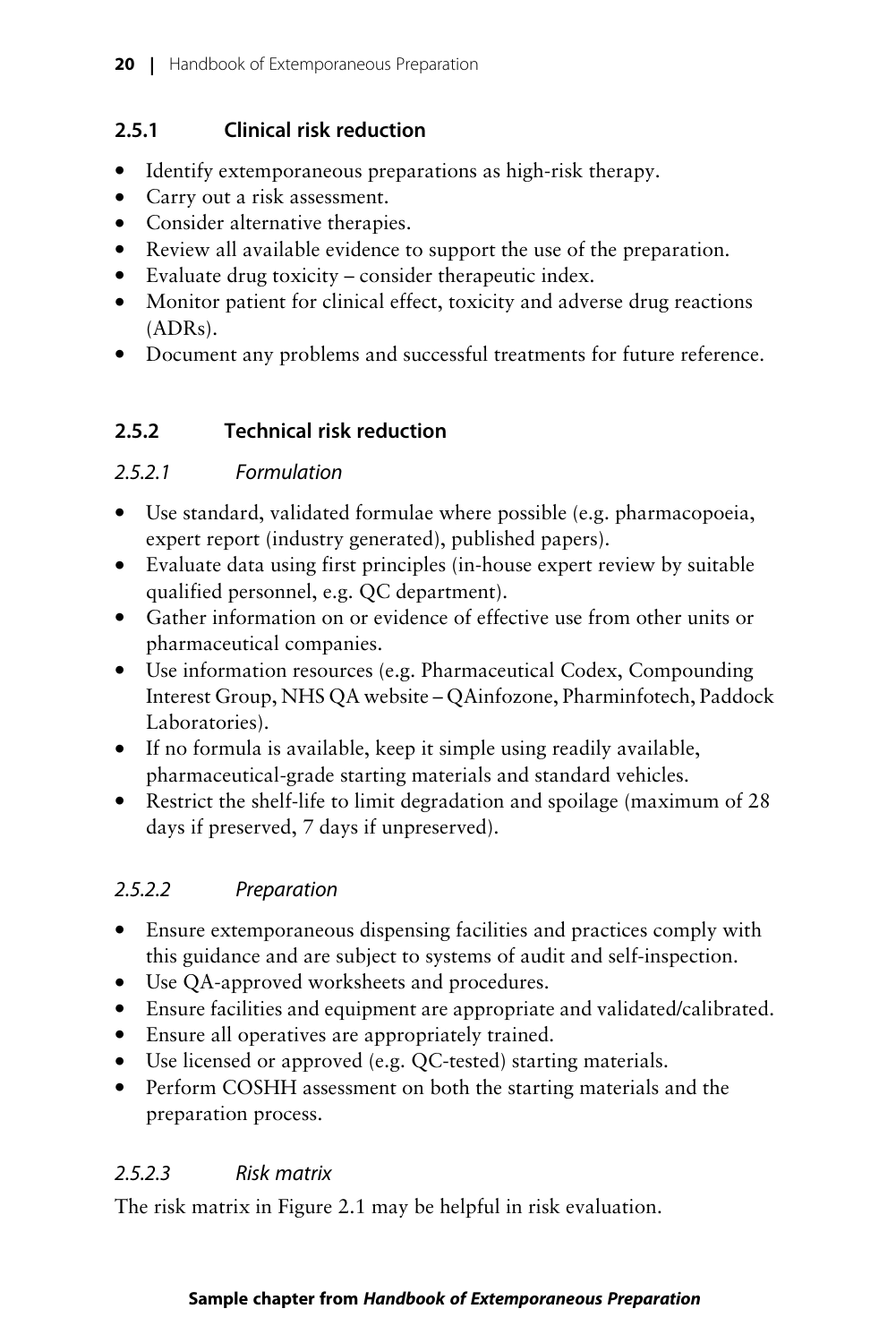### 2.5.1 Clinical risk reduction

- Identify extemporaneous preparations as high-risk therapy.
- Carry out a risk assessment.
- Consider alternative therapies.
- Review all available evidence to support the use of the preparation.
- Evaluate drug toxicity – consider therapeutic index.
- Monitor patient for clinical effect, toxicity and adverse drug reactions (ADRs).
- Document any problems and successful treatments for future reference.

### 2.5.2 Technical risk reduction

#### *2.5.2.1 Formulation*

- Use standard, validated formulae where possible (e.g. pharmacopoeia, expert report (industry generated), published papers).
- Evaluate data using first principles (in-house expert review by suitable qualified personnel, e.g. QC department).
- Gather information on or evidence of effective use from other units or pharmaceutical companies.
- Use information resources (e.g. Pharmaceutical Codex, Compounding Interest Group, NHS QA website – QAinfozone, Pharminfotech, Paddock Laboratories).
- If no formula is available, keep it simple using readily available, pharmaceutical-grade starting materials and standard vehicles.
- Restrict the shelf-life to limit degradation and spoilage (maximum of 28 days if preserved, 7 days if unpreserved).

#### *2.5.2.2 Preparation*

- Ensure extemporaneous dispensing facilities and practices comply with this guidance and are subject to systems of audit and self-inspection.
- Use QA-approved worksheets and procedures.
- Ensure facilities and equipment are appropriate and validated/calibrated.
- Ensure all operatives are appropriately trained.
- Use licensed or approved (e.g. QC-tested) starting materials.
- Perform COSHH assessment on both the starting materials and the preparation process.

#### *2.5.2.3 Risk matrix*

The risk matrix in Figure 2.1 may be helpful in risk evaluation.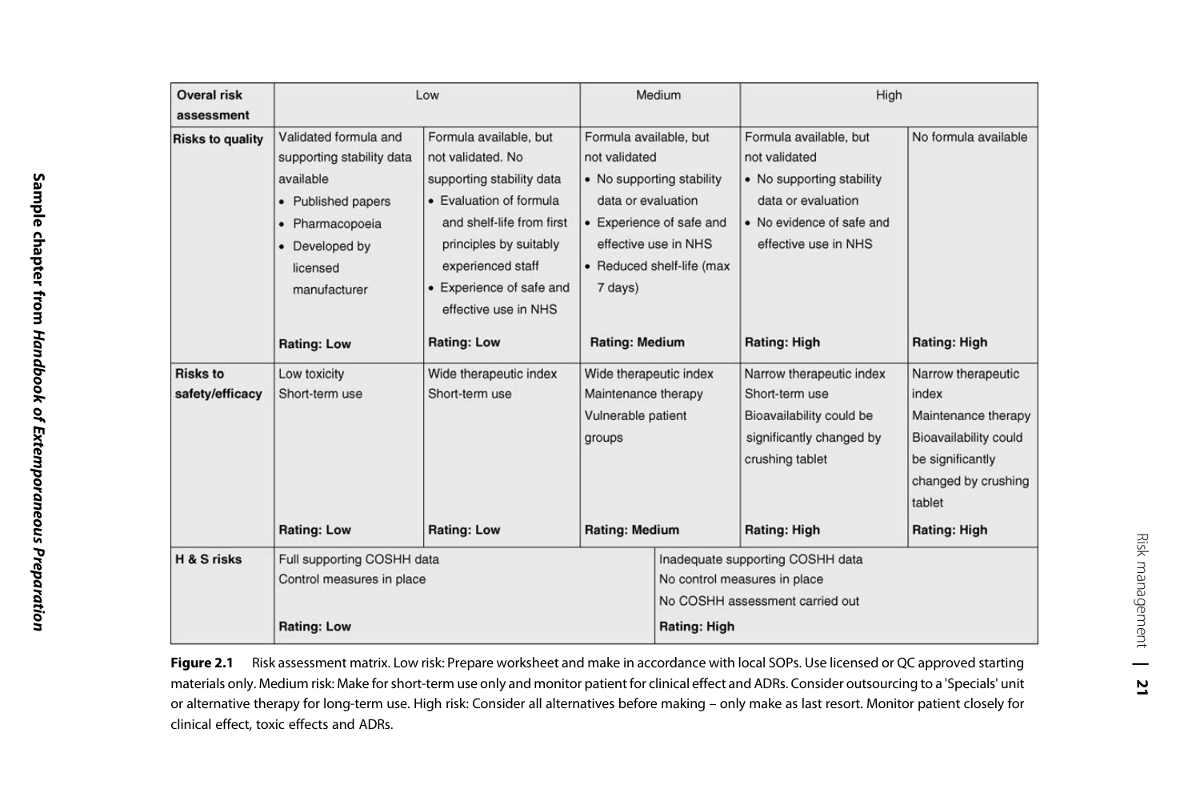| Overal risk assessment | Low | | Medium | High | |
|---|---|---|---|---|---|
| **Risks to quality** | Validated formula and supporting stability data available<br>• Published papers<br>• Pharmacopoeia<br>• Developed by licensed manufacturer<br><br>**Rating: Low** | Formula available, but not validated. No supporting stability data<br>• Evaluation of formula and shelf-life from first principles by suitably experienced staff<br>• Experience of safe and effective use in NHS<br><br>**Rating: Low** | Formula available, but not validated<br>• No supporting stability data or evaluation<br>• Experience of safe and effective use in NHS<br>• Reduced shelf-life (max 7 days)<br><br>**Rating: Medium** | Formula available, but not validated<br>• No supporting stability data or evaluation<br>• No evidence of safe and effective use in NHS<br><br>**Rating: High** | No formula available<br><br>**Rating: High** |
| **Risks to safety/efficacy** | Low toxicity<br>Short-term use<br><br>**Rating: Low** | Wide therapeutic index<br>Short-term use<br><br>**Rating: Low** | Wide therapeutic index<br>Maintenance therapy<br>Vulnerable patient groups<br><br>**Rating: Medium** | Narrow therapeutic index<br>Short-term use<br>Bioavailability could be significantly changed by crushing tablet<br><br>**Rating: High** | Narrow therapeutic index<br>Maintenance therapy<br>Bioavailability could be significantly changed by crushing tablet<br><br>**Rating: High** |
| **H & S risks** | Full supporting COSHH data<br>Control measures in place<br><br>**Rating: Low** | | | Inadequate supporting COSHH data<br>No control measures in place<br>No COSHH assessment carried out<br><br>**Rating: High** | |

**Figure 2.1** Risk assessment matrix. Low risk: Prepare worksheet and make in accordance with local SOPs. Use licensed or QC approved starting materials only. Medium risk: Make for short-term use only and monitor patient for clinical effect and ADRs. Consider outsourcing to a 'Specials' unit or alternative therapy for long-term use. High risk: Consider all alternatives before making – only make as last resort. Monitor patient closely for clinical effect, toxic effects and ADRs.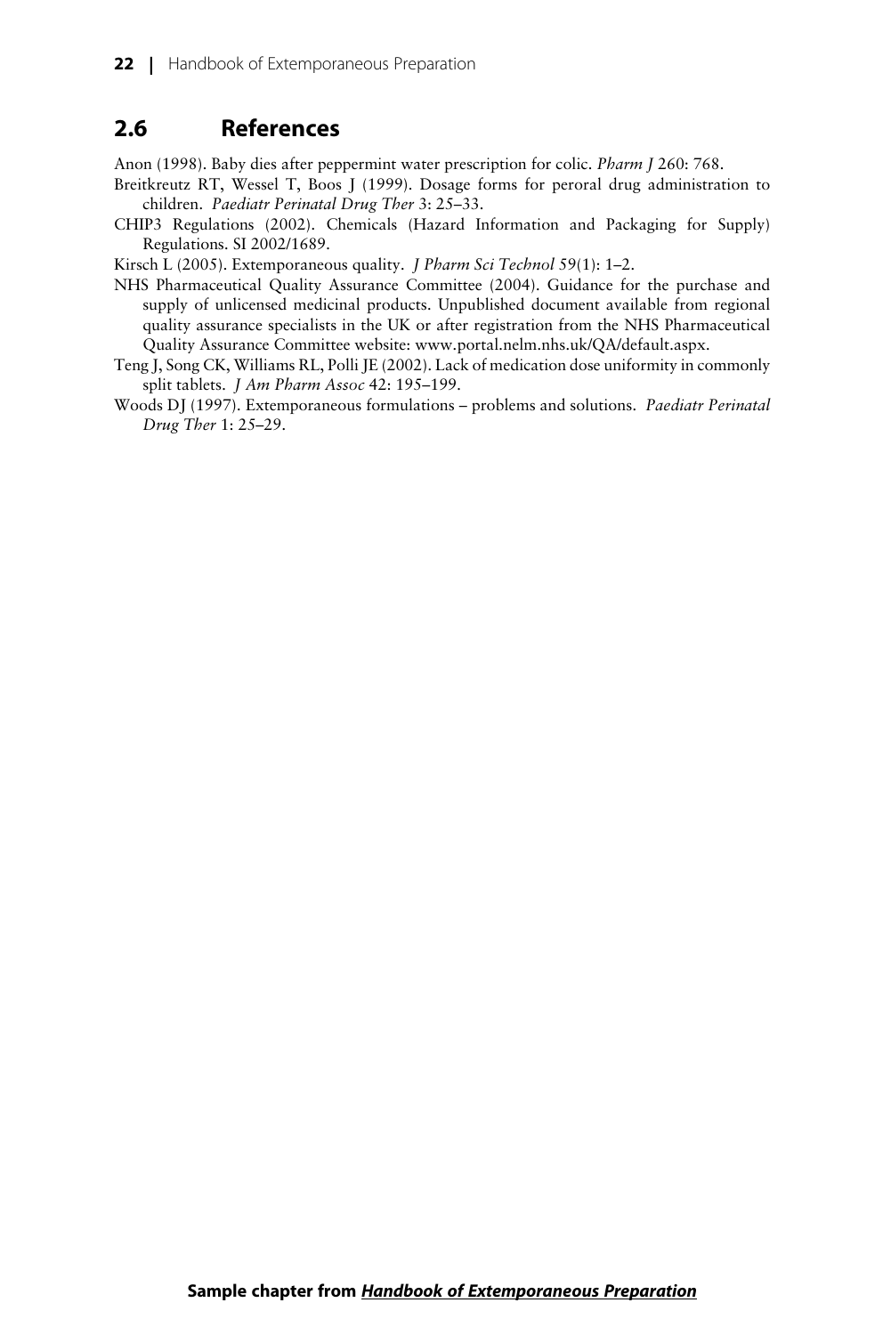## 2.6 References

Anon (1998). Baby dies after peppermint water prescription for colic. *Pharm J* 260: 768.

Breitkreutz RT, Wessel T, Boos J (1999). Dosage forms for peroral drug administration to children. *Paediatr Perinatal Drug Ther* 3: 25–33.

CHIP3 Regulations (2002). Chemicals (Hazard Information and Packaging for Supply) Regulations. SI 2002/1689.

Kirsch L (2005). Extemporaneous quality. *J Pharm Sci Technol* 59(1): 1–2.

NHS Pharmaceutical Quality Assurance Committee (2004). Guidance for the purchase and supply of unlicensed medicinal products. Unpublished document available from regional quality assurance specialists in the UK or after registration from the NHS Pharmaceutical Quality Assurance Committee website: www.portal.nelm.nhs.uk/QA/default.aspx.

Teng J, Song CK, Williams RL, Polli JE (2002). Lack of medication dose uniformity in commonly split tablets. *J Am Pharm Assoc* 42: 195–199.

Woods DJ (1997). Extemporaneous formulations – problems and solutions. *Paediatr Perinatal Drug Ther* 1: 25–29.

**Sample chapter from *Handbook of Extemporaneous Preparation***